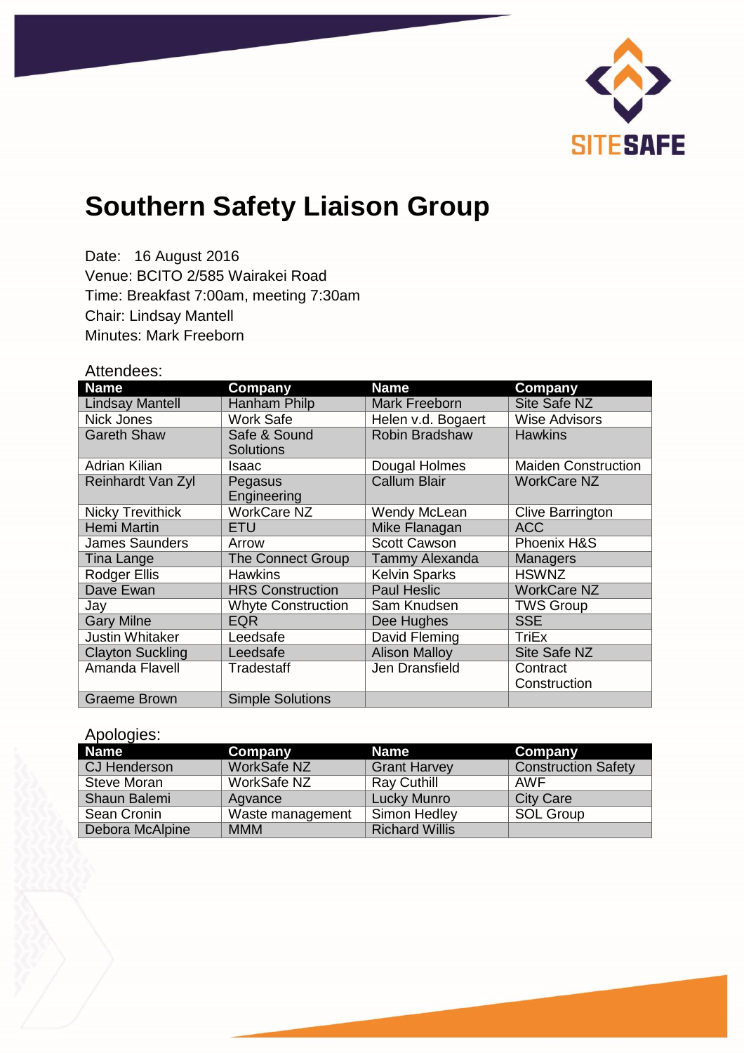# Southern Safety Liaison Group

Date: 16 August 2016
Venue: BCITO 2/585 Wairakei Road
Time: Breakfast 7:00am, meeting 7:30am
Chair: Lindsay Mantell
Minutes: Mark Freeborn

Attendees:

| Name | Company | Name | Company |
|---|---|---|---|
| Lindsay Mantell | Hanham Philp | Mark Freeborn | Site Safe NZ |
| Nick Jones | Work Safe | Helen v.d. Bogaert | Wise Advisors |
| Gareth Shaw | Safe & Sound Solutions | Robin Bradshaw | Hawkins |
| Adrian Kilian | Isaac | Dougal Holmes | Maiden Construction |
| Reinhardt Van Zyl | Pegasus Engineering | Callum Blair | WorkCare NZ |
| Nicky Trevithick | WorkCare NZ | Wendy McLean | Clive Barrington |
| Hemi Martin | ETU | Mike Flanagan | ACC |
| James Saunders | Arrow | Scott Cawson | Phoenix H&S |
| Tina Lange | The Connect Group | Tammy Alexanda | Managers |
| Rodger Ellis | Hawkins | Kelvin Sparks | HSWNZ |
| Dave Ewan | HRS Construction | Paul Heslic | WorkCare NZ |
| Jay | Whyte Construction | Sam Knudsen | TWS Group |
| Gary Milne | EQR | Dee Hughes | SSE |
| Justin Whitaker | Leedsafe | David Fleming | TriEx |
| Clayton Suckling | Leedsafe | Alison Malloy | Site Safe NZ |
| Amanda Flavell | Tradestaff | Jen Dransfield | Contract Construction |
| Graeme Brown | Simple Solutions | | |

Apologies:

| Name | Company | Name | Company |
|---|---|---|---|
| CJ Henderson | WorkSafe NZ | Grant Harvey | Construction Safety |
| Steve Moran | WorkSafe NZ | Ray Cuthill | AWF |
| Shaun Balemi | Agvance | Lucky Munro | City Care |
| Sean Cronin | Waste management | Simon Hedley | SOL Group |
| Debora McAlpine | MMM | Richard Willis | |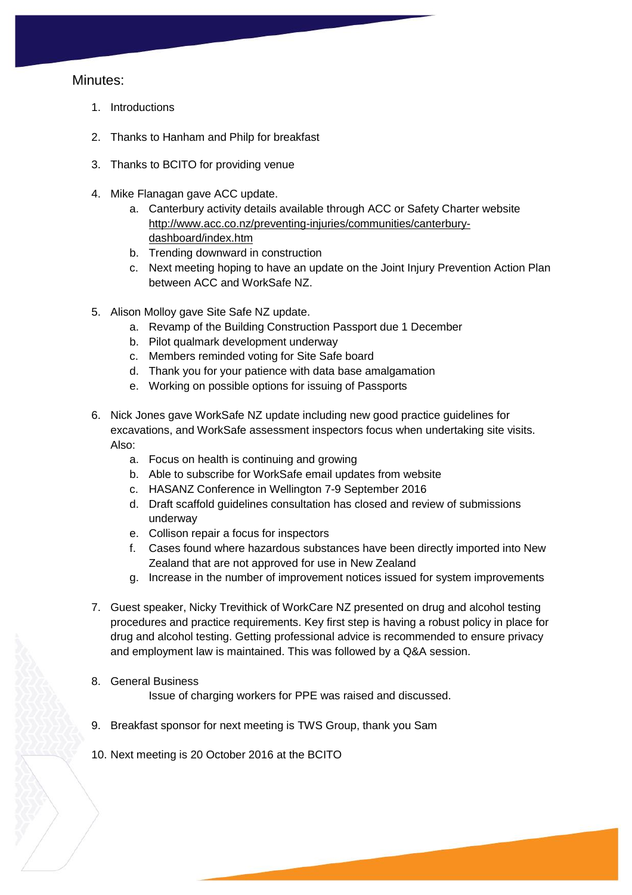Minutes:

1. Introductions
2. Thanks to Hanham and Philp for breakfast
3. Thanks to BCITO for providing venue
4. Mike Flanagan gave ACC update.
   a. Canterbury activity details available through ACC or Safety Charter website http://www.acc.co.nz/preventing-injuries/communities/canterbury-dashboard/index.htm
   b. Trending downward in construction
   c. Next meeting hoping to have an update on the Joint Injury Prevention Action Plan between ACC and WorkSafe NZ.
5. Alison Molloy gave Site Safe NZ update.
   a. Revamp of the Building Construction Passport due 1 December
   b. Pilot qualmark development underway
   c. Members reminded voting for Site Safe board
   d. Thank you for your patience with data base amalgamation
   e. Working on possible options for issuing of Passports
6. Nick Jones gave WorkSafe NZ update including new good practice guidelines for excavations, and WorkSafe assessment inspectors focus when undertaking site visits. Also:
   a. Focus on health is continuing and growing
   b. Able to subscribe for WorkSafe email updates from website
   c. HASANZ Conference in Wellington 7-9 September 2016
   d. Draft scaffold guidelines consultation has closed and review of submissions underway
   e. Collison repair a focus for inspectors
   f. Cases found where hazardous substances have been directly imported into New Zealand that are not approved for use in New Zealand
   g. Increase in the number of improvement notices issued for system improvements
7. Guest speaker, Nicky Trevithick of WorkCare NZ presented on drug and alcohol testing procedures and practice requirements. Key first step is having a robust policy in place for drug and alcohol testing. Getting professional advice is recommended to ensure privacy and employment law is maintained. This was followed by a Q&A session.
8. General Business

   Issue of charging workers for PPE was raised and discussed.
9. Breakfast sponsor for next meeting is TWS Group, thank you Sam
10. Next meeting is 20 October 2016 at the BCITO